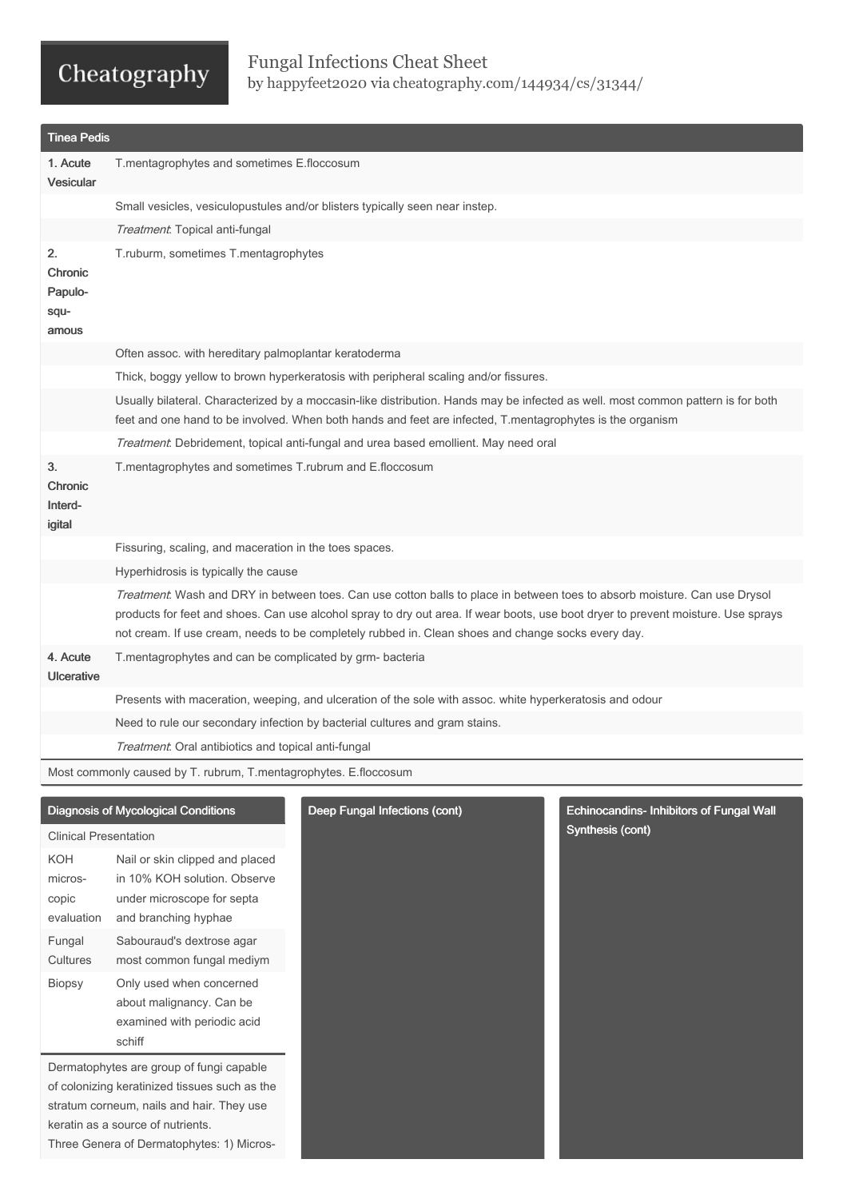# Fungal Infections Cheat Sheet

by happyfeet2020 via cheatography.com/144934/cs/31344/

## Tinea Pedis

| | |
|---|---|
| 1. Acute Vesicular | T.mentagrophytes and sometimes E.floccosum |
| | Small vesicles, vesiculopustules and/or blisters typically seen near instep. |
| | *Treatment*: Topical anti-fungal |
| 2. Chronic Papulo-squamous | T.ruburm, sometimes T.mentagrophytes |
| | Often assoc. with hereditary palmoplantar keratoderma |
| | Thick, boggy yellow to brown hyperkeratosis with peripheral scaling and/or fissures. |
| | Usually bilateral. Characterized by a moccasin-like distribution. Hands may be infected as well. most common pattern is for both feet and one hand to be involved. When both hands and feet are infected, T.mentagrophytes is the organism |
| | *Treatment*: Debridement, topical anti-fungal and urea based emollient. May need oral |
| 3. Chronic Interd-igital | T.mentagrophytes and sometimes T.rubrum and E.floccosum |
| | Fissuring, scaling, and maceration in the toes spaces. |
| | Hyperhidrosis is typically the cause |
| | *Treatment*: Wash and DRY in between toes. Can use cotton balls to place in between toes to absorb moisture. Can use Drysol products for feet and shoes. Can use alcohol spray to dry out area. If wear boots, use boot dryer to prevent moisture. Use sprays not cream. If use cream, needs to be completely rubbed in. Clean shoes and change socks every day. |
| 4. Acute Ulcerative | T.mentagrophytes and can be complicated by grm- bacteria |
| | Presents with maceration, weeping, and ulceration of the sole with assoc. white hyperkeratosis and odour |
| | Need to rule our secondary infection by bacterial cultures and gram stains. |
| | *Treatment*: Oral antibiotics and topical anti-fungal |

Most commonly caused by T. rubrum, T.mentagrophytes. E.floccosum

## Diagnosis of Mycological Conditions

Clinical Presentation

| | |
|---|---|
| KOH microscopic evaluation | Nail or skin clipped and placed in 10% KOH solution. Observe under microscope for septa and branching hyphae |
| Fungal Cultures | Sabouraud's dextrose agar most common fungal mediym |
| Biopsy | Only used when concerned about malignancy. Can be examined with periodic acid schiff |

Dermatophytes are group of fungi capable of colonizing keratinized tissues such as the stratum corneum, nails and hair. They use keratin as a source of nutrients.

Three Genera of Dermatophytes: 1) Micros-

## Deep Fungal Infections (cont)

## Echinocandins- Inhibitors of Fungal Wall Synthesis (cont)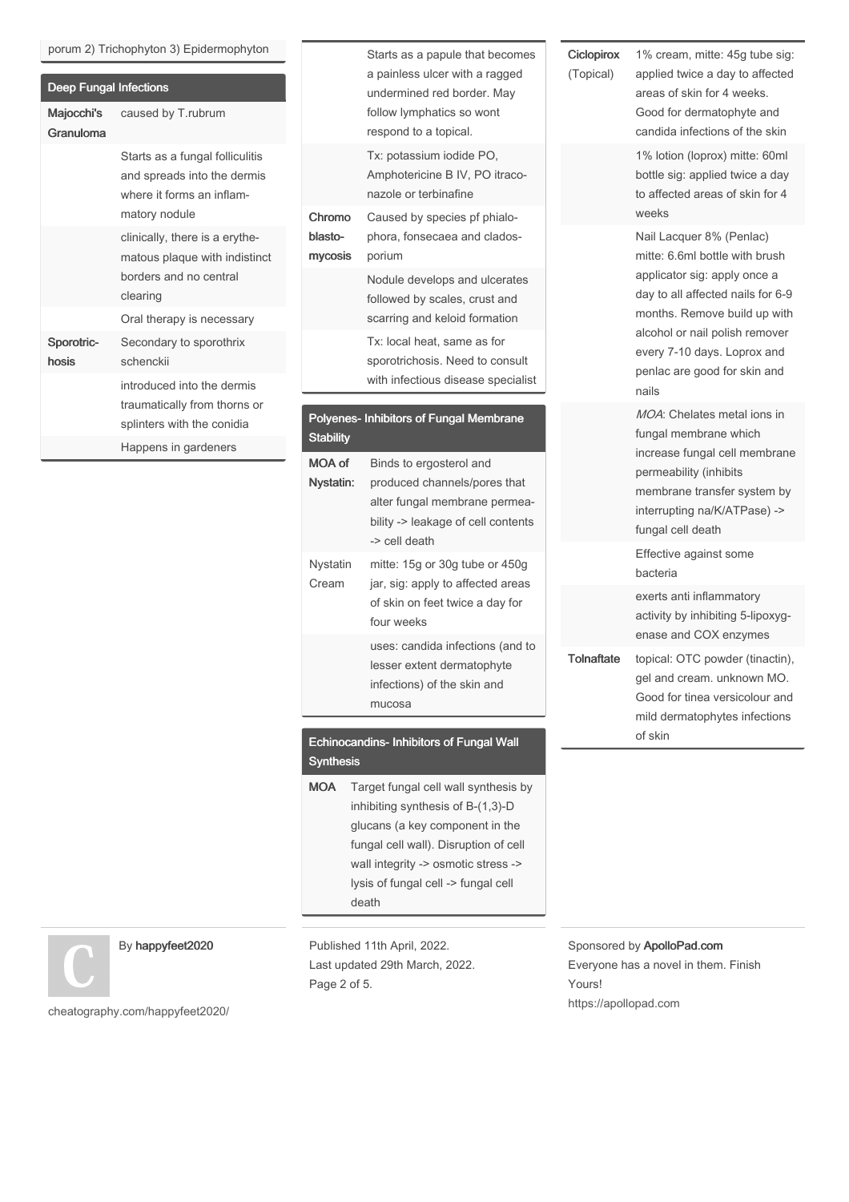porum 2) Trichophyton 3) Epidermophyton

## Deep Fungal Infections

| | |
|---|---|
| **Majocchi's Granuloma** | caused by T.rubrum |
| | Starts as a fungal folliculitis and spreads into the dermis where it forms an inflammatory nodule |
| | clinically, there is a erythematous plaque with indistinct borders and no central clearing |
| | Oral therapy is necessary |
| **Sporotrichosis** | Secondary to sporothrix schenckii |
| | introduced into the dermis traumatically from thorns or splinters with the conidia |
| | Happens in gardeners |
| | Starts as a papule that becomes a painless ulcer with a ragged undermined red border. May follow lymphatics so wont respond to a topical. |
| | Tx: potassium iodide PO, Amphotericine B IV, PO itraconazole or terbinafine |
| **Chromoblastomycosis** | Caused by species pf phialophora, fonsecaea and cladosporium |
| | Nodule develops and ulcerates followed by scales, crust and scarring and keloid formation |
| | Tx: local heat, same as for sporotrichosis. Need to consult with infectious disease specialist |

## Polyenes- Inhibitors of Fungal Membrane Stability

| | |
|---|---|
| **MOA of Nystatin:** | Binds to ergosterol and produced channels/pores that alter fungal membrane permeability -> leakage of cell contents -> cell death |
| Nystatin Cream | mitte: 15g or 30g tube or 450g jar, sig: apply to affected areas of skin on feet twice a day for four weeks |
| | uses: candida infections (and to lesser extent dermatophyte infections) of the skin and mucosa |

## Echinocandins- Inhibitors of Fungal Wall Synthesis

| | |
|---|---|
| **MOA** | Target fungal cell wall synthesis by inhibiting synthesis of B-(1,3)-D glucans (a key component in the fungal cell wall). Disruption of cell wall integrity -> osmotic stress -> lysis of fungal cell -> fungal cell death |

| | |
|---|---|
| **Ciclopirox** (Topical) | 1% cream, mitte: 45g tube sig: applied twice a day to affected areas of skin for 4 weeks. Good for dermatophyte and candida infections of the skin |
| | 1% lotion (loprox) mitte: 60ml bottle sig: applied twice a day to affected areas of skin for 4 weeks |
| | Nail Lacquer 8% (Penlac) mitte: 6.6ml bottle with brush applicator sig: apply once a day to all affected nails for 6-9 months. Remove build up with alcohol or nail polish remover every 7-10 days. Loprox and penlac are good for skin and nails |
| | *MOA*: Chelates metal ions in fungal membrane which increase fungal cell membrane permeability (inhibits membrane transfer system by interrupting na/K/ATPase) -> fungal cell death |
| | Effective against some bacteria |
| | exerts anti inflammatory activity by inhibiting 5-lipoxygenase and COX enzymes |
| **Tolnaftate** | topical: OTC powder (tinactin), gel and cream. unknown MO. Good for tinea versicolour and mild dermatophytes infections of skin |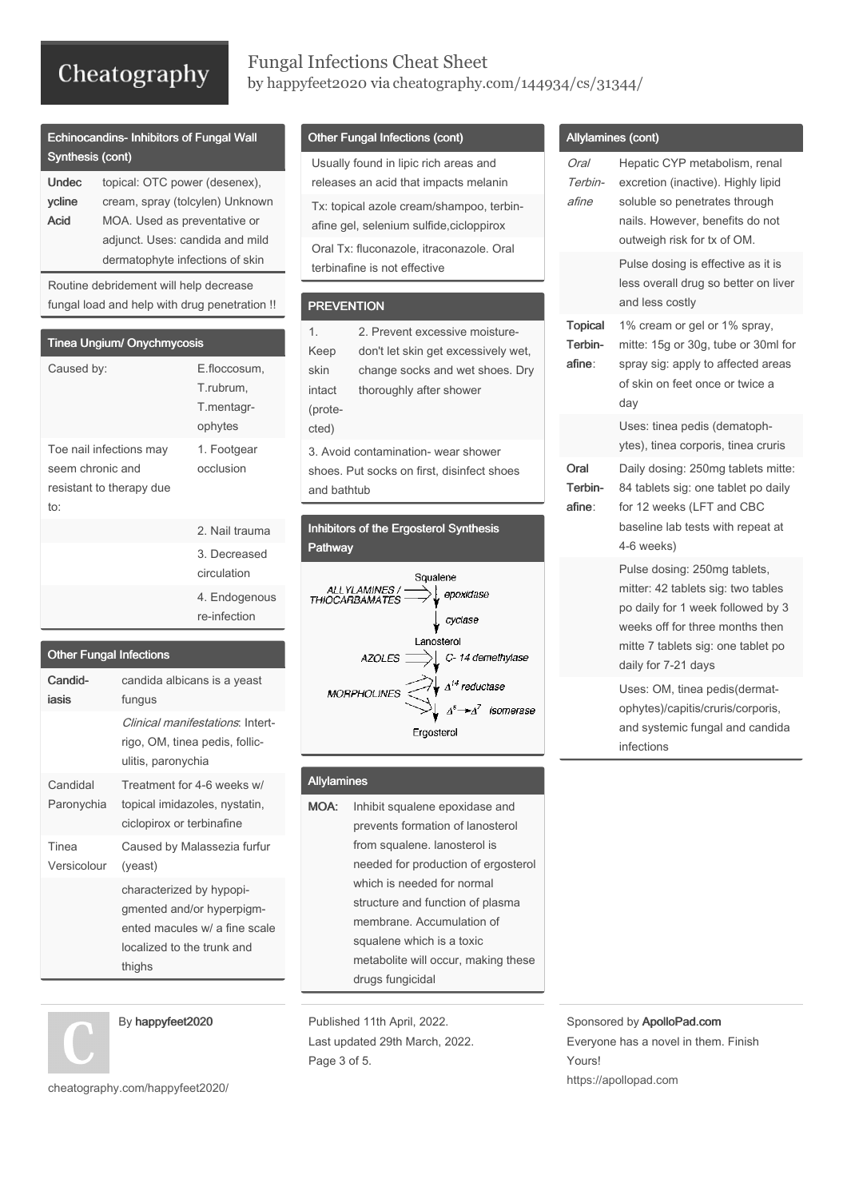# Fungal Infections Cheat Sheet

by happyfeet2020 via cheatography.com/144934/cs/31344/

## Echinocandins- Inhibitors of Fungal Wall Synthesis (cont)

| | |
|---|---|
| **Undecycline Acid** | topical: OTC power (desenex), cream, spray (tolcylen) Unknown MOA. Used as preventative or adjunct. Uses: candida and mild dermatophyte infections of skin |

Routine debridement will help decrease fungal load and help with drug penetration !!

## Tinea Ungium/ Onychmycosis

| | |
|---|---|
| Caused by: | E.floccosum, T.rubrum, T.mentagrophytes |
| Toe nail infections may seem chronic and resistant to therapy due to: | 1. Footgear occlusion |
| | 2. Nail trauma |
| | 3. Decreased circulation |
| | 4. Endogenous re-infection |

## Other Fungal Infections

| | |
|---|---|
| **Candidiasis** | candida albicans is a yeast fungus |
| | *Clinical manifestations*: Intertrigo, OM, tinea pedis, folliculitis, paronychia |
| Candidal Paronychia | Treatment for 4-6 weeks w/ topical imidazoles, nystatin, ciclopirox or terbinafine |
| Tinea Versicolour | Caused by Malassezia furfur (yeast) |
| | characterized by hypopigmented and/or hyperpigmented macules w/ a fine scale localized to the trunk and thighs |

## Other Fungal Infections (cont)

Usually found in lipic rich areas and releases an acid that impacts melanin

Tx: topical azole cream/shampoo, terbinafine gel, selenium sulfide,cicloppirox

Oral Tx: fluconazole, itraconazole. Oral terbinafine is not effective

## PREVENTION

| | |
|---|---|
| 1. Keep skin intact (protected) | 2. Prevent excessive moisture- don't let skin get excessively wet, change socks and wet shoes. Dry thoroughly after shower |

3. Avoid contamination- wear shower shoes. Put socks on first, disinfect shoes and bathtub

## Inhibitors of the Ergosterol Synthesis Pathway

Squalene
ALLYLAMINES / THIOCARBAMATES ⇒ epoxidase
↓ cyclase
Lanosterol
AZOLES ⇒ C- 14 demethylase
MORPHOLINES ⇒ $\Delta^{14}$ reductase
$\Delta^{8} \rightarrow \Delta^{7}$ isomerase
Ergosterol

## Allylamines

| | |
|---|---|
| **MOA:** | Inhibit squalene epoxidase and prevents formation of lanosterol from squalene. lanosterol is needed for production of ergosterol which is needed for normal structure and function of plasma membrane. Accumulation of squalene which is a toxic metabolite will occur, making these drugs fungicidal |

## Allylamines (cont)

| | |
|---|---|
| *Oral Terbinafine* | Hepatic CYP metabolism, renal excretion (inactive). Highly lipid soluble so penetrates through nails. However, benefits do not outweigh risk for tx of OM. |
| | Pulse dosing is effective as it is less overall drug so better on liver and less costly |
| **Topical Terbinafine**: | 1% cream or gel or 1% spray, mitte: 15g or 30g, tube or 30ml for spray sig: apply to affected areas of skin on feet once or twice a day |
| | Uses: tinea pedis (dematophytes), tinea corporis, tinea cruris |
| **Oral Terbinafine**: | Daily dosing: 250mg tablets mitte: 84 tablets sig: one tablet po daily for 12 weeks (LFT and CBC baseline lab tests with repeat at 4-6 weeks) |
| | Pulse dosing: 250mg tablets, mitter: 42 tablets sig: two tables po daily for 1 week followed by 3 weeks off for three months then mitte 7 tablets sig: one tablet po daily for 7-21 days |
| | Uses: OM, tinea pedis(dermatophytes)/capitis/cruris/corporis, and systemic fungal and candida infections |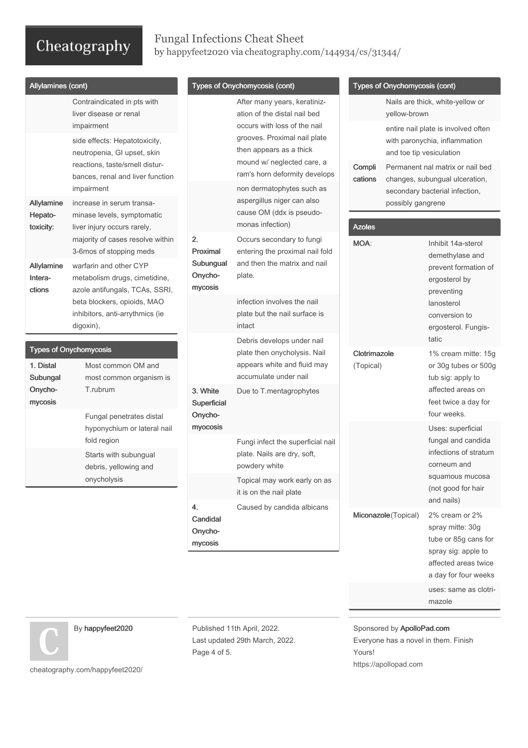## Allylamines (cont)

| | |
|---|---|
| | Contraindicated in pts with liver disease or renal impairment |
| | side effects: Hepatotoxicity, neutropenia, GI upset, skin reactions, taste/smell disturbances, renal and liver function impairment |
| **Allylamine Hepatotoxicity:** | increase in serum transaminase levels, symptomatic liver injury occurs rarely, majority of cases resolve within 3-6mos of stopping meds |
| **Allylamine Interactions** | warfarin and other CYP metabolism drugs, cimetidine, azole antifungals, TCAs, SSRI, beta blockers, opioids, MAO inhibitors, anti-arrythmics (ie digoxin), |

## Types of Onychomycosis

| | |
|---|---|
| **1. Distal Subungal Onychomycosis** | Most common OM and most common organism is T.rubrum |
| | Fungal penetrates distal hyponychium or lateral nail fold region |
| | Starts with subungual debris, yellowing and onycholysis |
| | After many years, keratinization of the distal nail bed occurs with loss of the nail grooves. Proximal nail plate then appears as a thick mound w/ neglected care, a ram's horn deformity develops |
| | non dermatophytes such as aspergillus niger can also cause OM (ddx is pseudomonas infection) |
| **2. Proximal Subungual Onychomycosis** | Occurs secondary to fungi entering the proximal nail fold and then the matrix and nail plate. |
| | infection involves the nail plate but the nail surface is intact |
| | Debris develops under nail plate then onycholysis. Nail appears white and fluid may accumulate under nail |
| **3. White Superficial Onychomycosis** | Due to T.mentagrophytes |
| | Fungi infect the superficial nail plate. Nails are dry, soft, powdery white |
| | Topical may work early on as it is on the nail plate |
| **4. Candidal Onychomycosis** | Caused by candida albicans |
| | Nails are thick, white-yellow or yellow-brown |
| | entire nail plate is involved often with paronychia, inflammation and toe tip vesiculation |
| **Complications** | Permanent nal matrix or nail bed changes, subungual ulceration, secondary bacterial infection, possibly gangrene |

## Azoles

| | |
|---|---|
| **MOA**: | Inhibit 14a-sterol demethylase and prevent formation of ergosterol by preventing lanosterol conversion to ergosterol. Fungistatic |
| **Clotrimazole** (Topical) | 1% cream mitte: 15g or 30g tubes or 500g tub sig: apply to affected areas on feet twice a day for four weeks. |
| | Uses: superficial fungal and candida infections of stratum corneum and squamous mucosa (not good for hair and nails) |
| **Miconazole**(Topical) | 2% cream or 2% spray mitte: 30g tube or 85g cans for spray sig: apple to affected areas twice a day for four weeks |
| | uses: same as clotrimazole |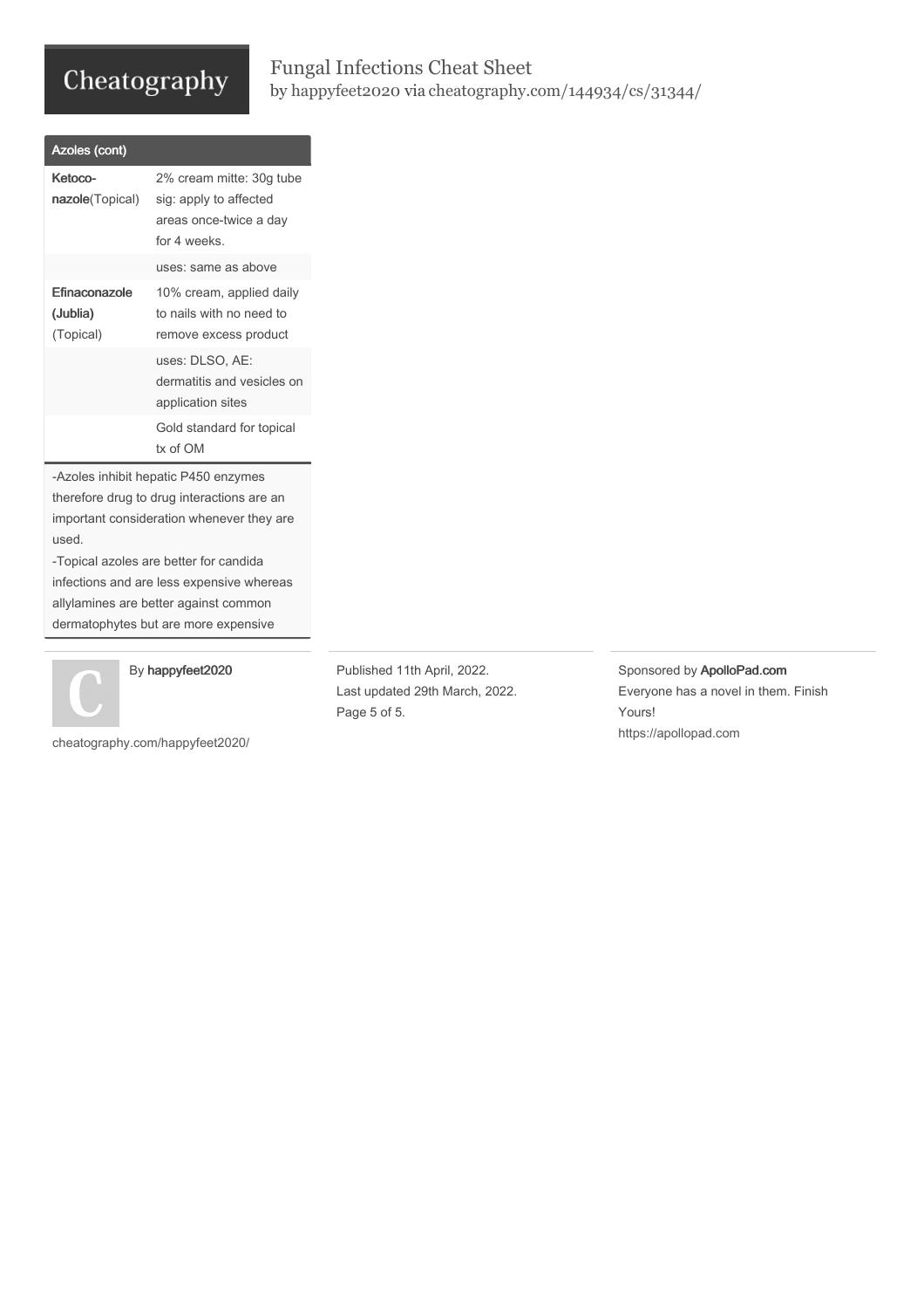## Azoles (cont)

| | |
|---|---|
| **Ketoconazole**(Topical) | 2% cream mitte: 30g tube sig: apply to affected areas once-twice a day for 4 weeks. |
| | uses: same as above |
| **Efinaconazole (Jublia)** (Topical) | 10% cream, applied daily to nails with no need to remove excess product |
| | uses: DLSO, AE: dermatitis and vesicles on application sites |
| | Gold standard for topical tx of OM |

-Azoles inhibit hepatic P450 enzymes therefore drug to drug interactions are an important consideration whenever they are used.
-Topical azoles are better for candida infections and are less expensive whereas allylamines are better against common dermatophytes but are more expensive